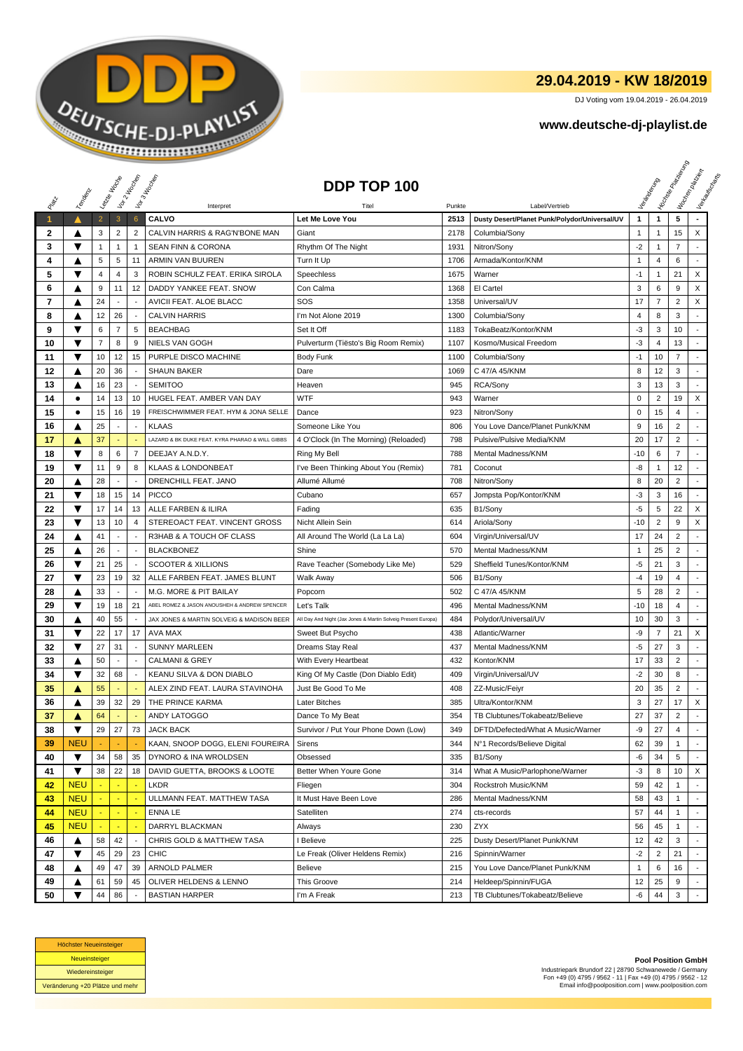## 29.04.2019 - KW 18/2019

DJ Voting vom 19.04.2019 - 26.04.2019

**www.deutsche-dj-playlist.de**

# DDP TOP 100

| Platz | Tendenz | Letzte Woche | Vor 2 Wochen | Vor 3 Wochen | Interpret | Titel | Punkte | Label/Vertrieb | Veränderung | Höchste Platzierung | Wochen platziert | Verkaufscharts |
|---|---|---|---|---|---|---|---|---|---|---|---|---|
| 1 | ▲ | 2 | 3 | 6 | CALVO | Let Me Love You | 2513 | Dusty Desert/Planet Punk/Polydor/Universal/UV | 1 | 1 | 5 | - |
| 2 | ▲ | 3 | 2 | 2 | CALVIN HARRIS & RAG'N'BONE MAN | Giant | 2178 | Columbia/Sony | 1 | 1 | 15 | X |
| 3 | ▼ | 1 | 1 | 1 | SEAN FINN & CORONA | Rhythm Of The Night | 1931 | Nitron/Sony | -2 | 1 | 7 | - |
| 4 | ▲ | 5 | 5 | 11 | ARMIN VAN BUUREN | Turn It Up | 1706 | Armada/Kontor/KNM | 1 | 4 | 6 | - |
| 5 | ▼ | 4 | 4 | 3 | ROBIN SCHULZ FEAT. ERIKA SIROLA | Speechless | 1675 | Warner | -1 | 1 | 21 | X |
| 6 | ▲ | 9 | 11 | 12 | DADDY YANKEE FEAT. SNOW | Con Calma | 1368 | El Cartel | 3 | 6 | 9 | X |
| 7 | ▲ | 24 | - | - | AVICII FEAT. ALOE BLACC | SOS | 1358 | Universal/UV | 17 | 7 | 2 | X |
| 8 | ▲ | 12 | 26 | - | CALVIN HARRIS | I'm Not Alone 2019 | 1300 | Columbia/Sony | 4 | 8 | 3 | - |
| 9 | ▼ | 6 | 7 | 5 | BEACHBAG | Set It Off | 1183 | TokaBeatz/Kontor/KNM | -3 | 3 | 10 | - |
| 10 | ▼ | 7 | 8 | 9 | NIELS VAN GOGH | Pulverturm (Tiësto's Big Room Remix) | 1107 | Kosmo/Musical Freedom | -3 | 4 | 13 | - |
| 11 | ▼ | 10 | 12 | 15 | PURPLE DISCO MACHINE | Body Funk | 1100 | Columbia/Sony | -1 | 10 | 7 | - |
| 12 | ▲ | 20 | 36 | - | SHAUN BAKER | Dare | 1069 | C 47/A 45/KNM | 8 | 12 | 3 | - |
| 13 | ▲ | 16 | 23 | - | SEMITOO | Heaven | 945 | RCA/Sony | 3 | 13 | 3 | - |
| 14 | ● | 14 | 13 | 10 | HUGEL FEAT. AMBER VAN DAY | WTF | 943 | Warner | 0 | 2 | 19 | X |
| 15 | ● | 15 | 16 | 19 | FREISCHWIMMER FEAT. HYM & JONA SELLE | Dance | 923 | Nitron/Sony | 0 | 15 | 4 | - |
| 16 | ▲ | 25 | - | - | KLAAS | Someone Like You | 806 | You Love Dance/Planet Punk/KNM | 9 | 16 | 2 | - |
| 17 | ▲ | 37 | - | - | LAZARD & BK DUKE FEAT. KYRA PHARAO & WILL GIBBS | 4 O'Clock (In The Morning) (Reloaded) | 798 | Pulsive/Pulsive Media/KNM | 20 | 17 | 2 | - |
| 18 | ▼ | 8 | 6 | 7 | DEEJAY A.N.D.Y. | Ring My Bell | 788 | Mental Madness/KNM | -10 | 6 | 7 | - |
| 19 | ▼ | 11 | 9 | 8 | KLAAS & LONDONBEAT | I've Been Thinking About You (Remix) | 781 | Coconut | -8 | 1 | 12 | - |
| 20 | ▲ | 28 | - | - | DRENCHILL FEAT. JANO | Allumé Allumé | 708 | Nitron/Sony | 8 | 20 | 2 | - |
| 21 | ▼ | 18 | 15 | 14 | PICCO | Cubano | 657 | Jompsta Pop/Kontor/KNM | -3 | 3 | 16 | - |
| 22 | ▼ | 17 | 14 | 13 | ALLE FARBEN & ILIRA | Fading | 635 | B1/Sony | -5 | 5 | 22 | X |
| 23 | ▼ | 13 | 10 | 4 | STEREOACT FEAT. VINCENT GROSS | Nicht Allein Sein | 614 | Ariola/Sony | -10 | 2 | 9 | X |
| 24 | ▲ | 41 | - | - | R3HAB & A TOUCH OF CLASS | All Around The World (La La La) | 604 | Virgin/Universal/UV | 17 | 24 | 2 | - |
| 25 | ▲ | 26 | - | - | BLACKBONEZ | Shine | 570 | Mental Madness/KNM | 1 | 25 | 2 | - |
| 26 | ▼ | 21 | 25 | - | SCOOTER & XILLIONS | Rave Teacher (Somebody Like Me) | 529 | Sheffield Tunes/Kontor/KNM | -5 | 21 | 3 | - |
| 27 | ▼ | 23 | 19 | 32 | ALLE FARBEN FEAT. JAMES BLUNT | Walk Away | 506 | B1/Sony | -4 | 19 | 4 | - |
| 28 | ▲ | 33 | - | - | M.G. MORE & PIT BAILAY | Popcorn | 502 | C 47/A 45/KNM | 5 | 28 | 2 | - |
| 29 | ▼ | 19 | 18 | 21 | ABEL ROMEZ & JASON ANOUSHEH & ANDREW SPENCER | Let's Talk | 496 | Mental Madness/KNM | -10 | 18 | 4 | - |
| 30 | ▲ | 40 | 55 | - | JAX JONES & MARTIN SOLVEIG & MADISON BEER | All Day And Night (Jax Jones & Martin Solveig Present Europa) | 484 | Polydor/Universal/UV | 10 | 30 | 3 | - |
| 31 | ▼ | 22 | 17 | 17 | AVA MAX | Sweet But Psycho | 438 | Atlantic/Warner | -9 | 7 | 21 | X |
| 32 | ▼ | 27 | 31 | - | SUNNY MARLEEN | Dreams Stay Real | 437 | Mental Madness/KNM | -5 | 27 | 3 | - |
| 33 | ▲ | 50 | - | - | CALMANI & GREY | With Every Heartbeat | 432 | Kontor/KNM | 17 | 33 | 2 | - |
| 34 | ▼ | 32 | 68 | - | KEANU SILVA & DON DIABLO | King Of My Castle (Don Diablo Edit) | 409 | Virgin/Universal/UV | -2 | 30 | 8 | - |
| 35 | ▲ | 55 | - | - | ALEX ZIND FEAT. LAURA STAVINOHA | Just Be Good To Me | 408 | ZZ-Music/Feiyr | 20 | 35 | 2 | - |
| 36 | ▲ | 39 | 32 | 29 | THE PRINCE KARMA | Later Bitches | 385 | Ultra/Kontor/KNM | 3 | 27 | 17 | X |
| 37 | ▲ | 64 | - | - | ANDY LATOGGO | Dance To My Beat | 354 | TB Clubtunes/Tokabeatz/Believe | 27 | 37 | 2 | - |
| 38 | ▼ | 29 | 27 | 73 | JACK BACK | Survivor / Put Your Phone Down (Low) | 349 | DFTD/Defected/What A Music/Warner | -9 | 27 | 4 | - |
| 39 | NEU | - | - | - | KAAN, SNOOP DOGG, ELENI FOUREIRA | Sirens | 344 | N°1 Records/Believe Digital | 62 | 39 | 1 | - |
| 40 | ▼ | 34 | 58 | 35 | DYNORO & INA WROLDSEN | Obsessed | 335 | B1/Sony | -6 | 34 | 5 | - |
| 41 | ▼ | 38 | 22 | 18 | DAVID GUETTA, BROOKS & LOOTE | Better When Youre Gone | 314 | What A Music/Parlophone/Warner | -3 | 8 | 10 | X |
| 42 | NEU | - | - | - | LKDR | Fliegen | 304 | Rockstroh Music/KNM | 59 | 42 | 1 | - |
| 43 | NEU | - | - | - | ULLMANN FEAT. MATTHEW TASA | It Must Have Been Love | 286 | Mental Madness/KNM | 58 | 43 | 1 | - |
| 44 | NEU | - | - | - | ENNA LE | Satelliten | 274 | cts-records | 57 | 44 | 1 | - |
| 45 | NEU | - | - | - | DARRYL BLACKMAN | Always | 230 | ZYX | 56 | 45 | 1 | - |
| 46 | ▲ | 58 | 42 | - | CHRIS GOLD & MATTHEW TASA | I Believe | 225 | Dusty Desert/Planet Punk/KNM | 12 | 42 | 3 | - |
| 47 | ▼ | 45 | 29 | 23 | CHIC | Le Freak (Oliver Heldens Remix) | 216 | Spinnin/Warner | -2 | 2 | 21 | - |
| 48 | ▲ | 49 | 47 | 39 | ARNOLD PALMER | Believe | 215 | You Love Dance/Planet Punk/KNM | 1 | 6 | 16 | - |
| 49 | ▲ | 61 | 59 | 45 | OLIVER HELDENS & LENNO | This Groove | 214 | Heldeep/Spinnin/FUGA | 12 | 25 | 9 | - |
| 50 | ▼ | 44 | 86 | - | BASTIAN HARPER | I'm A Freak | 213 | TB Clubtunes/Tokabeatz/Believe | -6 | 44 | 3 | - |

| Legende |
|---|
| Höchster Neueinsteiger |
| Neueinsteiger |
| Wiedereinsteiger |
| Veränderung +20 Plätze und mehr |

**Pool Position GmbH**
Industriepark Brundorf 22 | 28790 Schwanewede / Germany
Fon +49 (0) 4795 / 9562 - 11 | Fax +49 (0) 4795 / 9562 - 12
Email info@poolposition.com | www.poolposition.com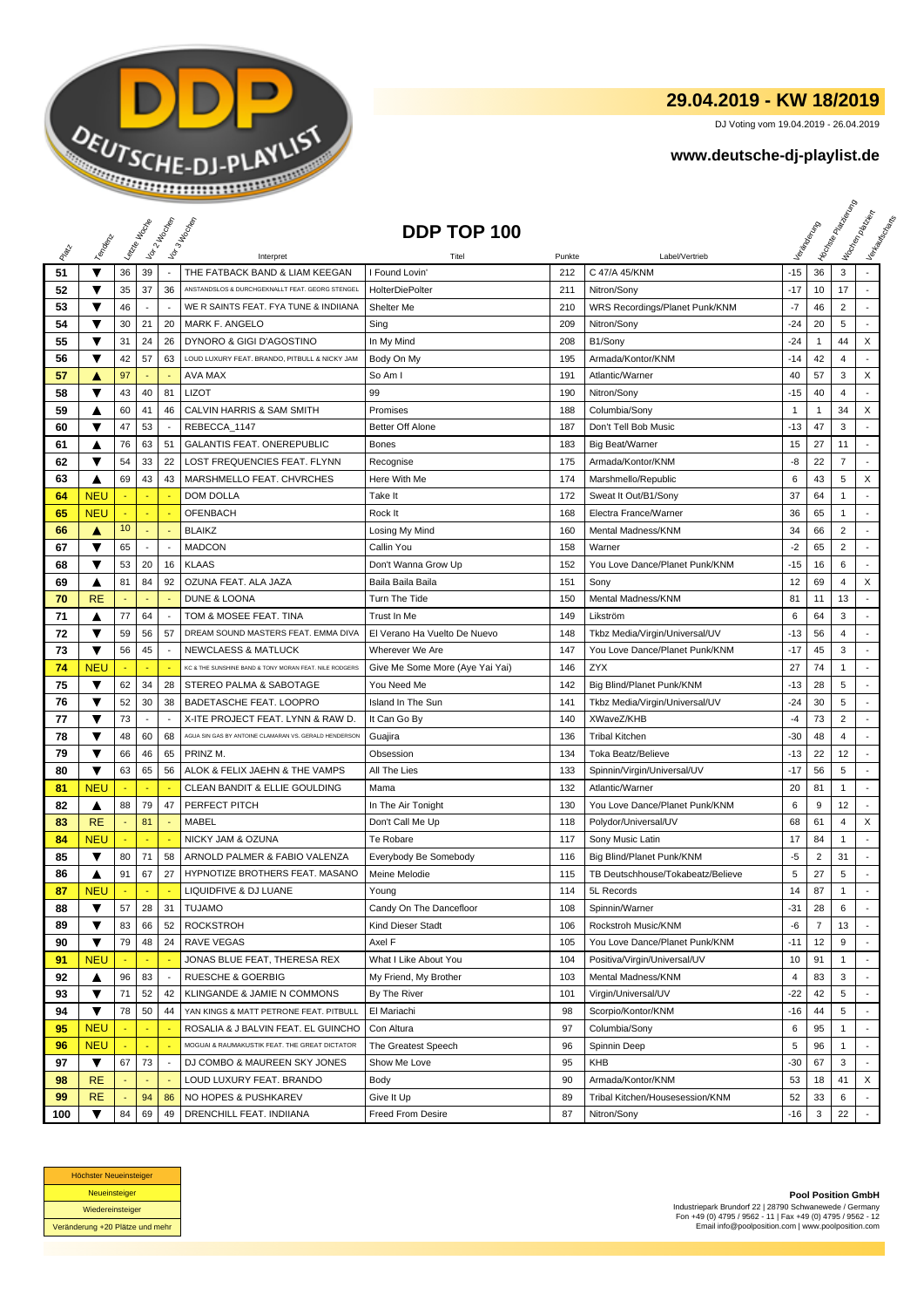# 29.04.2019 - KW 18/2019

DJ Voting vom 19.04.2019 - 26.04.2019

**www.deutsche-dj-playlist.de**

## DDP TOP 100

| Platz | Tendenz | Letzte Woche | Vor 2 Wochen | Vor 3 Wochen | Interpret | Titel | Punkte | Label/Vertrieb | Veränderung | Höchste Platzierung | Wochen platziert | Verkaufscharts |
|---|---|---|---|---|---|---|---|---|---|---|---|---|
| 51 | ▼ | 36 | 39 | - | THE FATBACK BAND & LIAM KEEGAN | I Found Lovin' | 212 | C 47/A 45/KNM | -15 | 36 | 3 | - |
| 52 | ▼ | 35 | 37 | 36 | ANSTANDSLOS & DURCHGEKNALLT FEAT. GEORG STENGEL | HolterDiePolter | 211 | Nitron/Sony | -17 | 10 | 17 | - |
| 53 | ▼ | 46 | - | - | WE R SAINTS FEAT. FYA TUNE & INDIIANA | Shelter Me | 210 | WRS Recordings/Planet Punk/KNM | -7 | 46 | 2 | - |
| 54 | ▼ | 30 | 21 | 20 | MARK F. ANGELO | Sing | 209 | Nitron/Sony | -24 | 20 | 5 | - |
| 55 | ▼ | 31 | 24 | 26 | DYNORO & GIGI D'AGOSTINO | In My Mind | 208 | B1/Sony | -24 | 1 | 44 | X |
| 56 | ▼ | 42 | 57 | 63 | LOUD LUXURY FEAT. BRANDO, PITBULL & NICKY JAM | Body On My | 195 | Armada/Kontor/KNM | -14 | 42 | 4 | - |
| 57 | ▲ | 97 | - | - | AVA MAX | So Am I | 191 | Atlantic/Warner | 40 | 57 | 3 | X |
| 58 | ▼ | 43 | 40 | 81 | LIZOT | 99 | 190 | Nitron/Sony | -15 | 40 | 4 | - |
| 59 | ▲ | 60 | 41 | 46 | CALVIN HARRIS & SAM SMITH | Promises | 188 | Columbia/Sony | 1 | 1 | 34 | X |
| 60 | ▼ | 47 | 53 | - | REBECCA_1147 | Better Off Alone | 187 | Don't Tell Bob Music | -13 | 47 | 3 | - |
| 61 | ▲ | 76 | 63 | 51 | GALANTIS FEAT. ONEREPUBLIC | Bones | 183 | Big Beat/Warner | 15 | 27 | 11 | - |
| 62 | ▼ | 54 | 33 | 22 | LOST FREQUENCIES FEAT. FLYNN | Recognise | 175 | Armada/Kontor/KNM | -8 | 22 | 7 | - |
| 63 | ▲ | 69 | 43 | 43 | MARSHMELLO FEAT. CHVRCHES | Here With Me | 174 | Marshmello/Republic | 6 | 43 | 5 | X |
| 64 | NEU | - | - | - | DOM DOLLA | Take It | 172 | Sweat It Out/B1/Sony | 37 | 64 | 1 | - |
| 65 | NEU | - | - | - | OFENBACH | Rock It | 168 | Electra France/Warner | 36 | 65 | 1 | - |
| 66 | ▲ | 10 | - | - | BLAIKZ | Losing My Mind | 160 | Mental Madness/KNM | 34 | 66 | 2 | - |
| 67 | ▼ | 65 | - | - | MADCON | Callin You | 158 | Warner | -2 | 65 | 2 | - |
| 68 | ▼ | 53 | 20 | 16 | KLAAS | Don't Wanna Grow Up | 152 | You Love Dance/Planet Punk/KNM | -15 | 16 | 6 | - |
| 69 | ▲ | 81 | 84 | 92 | OZUNA FEAT. ALA JAZA | Baila Baila Baila | 151 | Sony | 12 | 69 | 4 | X |
| 70 | RE | - | - | - | DUNE & LOONA | Turn The Tide | 150 | Mental Madness/KNM | 81 | 11 | 13 | - |
| 71 | ▲ | 77 | 64 | - | TOM & MOSEE FEAT. TINA | Trust In Me | 149 | Likström | 6 | 64 | 3 | - |
| 72 | ▼ | 59 | 56 | 57 | DREAM SOUND MASTERS FEAT. EMMA DIVA | El Verano Ha Vuelto De Nuevo | 148 | Tkbz Media/Virgin/Universal/UV | -13 | 56 | 4 | - |
| 73 | ▼ | 56 | 45 | - | NEWCLAESS & MATLUCK | Wherever We Are | 147 | You Love Dance/Planet Punk/KNM | -17 | 45 | 3 | - |
| 74 | NEU | - | - | - | KC & THE SUNSHINE BAND & TONY MORAN FEAT. NILE RODGERS | Give Me Some More (Aye Yai Yai) | 146 | ZYX | 27 | 74 | 1 | - |
| 75 | ▼ | 62 | 34 | 28 | STEREO PALMA & SABOTAGE | You Need Me | 142 | Big Blind/Planet Punk/KNM | -13 | 28 | 5 | - |
| 76 | ▼ | 52 | 30 | 38 | BADETASCHE FEAT. LOOPRO | Island In The Sun | 141 | Tkbz Media/Virgin/Universal/UV | -24 | 30 | 5 | - |
| 77 | ▼ | 73 | - | - | X-ITE PROJECT FEAT. LYNN & RAW D. | It Can Go By | 140 | XWaveZ/KHB | -4 | 73 | 2 | - |
| 78 | ▼ | 48 | 60 | 68 | AGUA SIN GAS BY ANTOINE CLAMARAN VS. GERALD HENDERSON | Guajira | 136 | Tribal Kitchen | -30 | 48 | 4 | - |
| 79 | ▼ | 66 | 46 | 65 | PRINZ M. | Obsession | 134 | Toka Beatz/Believe | -13 | 22 | 12 | - |
| 80 | ▼ | 63 | 65 | 56 | ALOK & FELIX JAEHN & THE VAMPS | All The Lies | 133 | Spinnin/Virgin/Universal/UV | -17 | 56 | 5 | - |
| 81 | NEU | - | - | - | CLEAN BANDIT & ELLIE GOULDING | Mama | 132 | Atlantic/Warner | 20 | 81 | 1 | - |
| 82 | ▲ | 88 | 79 | 47 | PERFECT PITCH | In The Air Tonight | 130 | You Love Dance/Planet Punk/KNM | 6 | 9 | 12 | - |
| 83 | RE | - | 81 | - | MABEL | Don't Call Me Up | 118 | Polydor/Universal/UV | 68 | 61 | 4 | X |
| 84 | NEU | - | - | - | NICKY JAM & OZUNA | Te Robare | 117 | Sony Music Latin | 17 | 84 | 1 | - |
| 85 | ▼ | 80 | 71 | 58 | ARNOLD PALMER & FABIO VALENZA | Everybody Be Somebody | 116 | Big Blind/Planet Punk/KNM | -5 | 2 | 31 | - |
| 86 | ▲ | 91 | 67 | 27 | HYPNOTIZE BROTHERS FEAT. MASANO | Meine Melodie | 115 | TB Deutschhouse/Tokabeatz/Believe | 5 | 27 | 5 | - |
| 87 | NEU | - | - | - | LIQUIDFIVE & DJ LUANE | Young | 114 | 5L Records | 14 | 87 | 1 | - |
| 88 | ▼ | 57 | 28 | 31 | TUJAMO | Candy On The Dancefloor | 108 | Spinnin/Warner | -31 | 28 | 6 | - |
| 89 | ▼ | 83 | 66 | 52 | ROCKSTROH | Kind Dieser Stadt | 106 | Rockstroh Music/KNM | -6 | 7 | 13 | - |
| 90 | ▼ | 79 | 48 | 24 | RAVE VEGAS | Axel F | 105 | You Love Dance/Planet Punk/KNM | -11 | 12 | 9 | - |
| 91 | NEU | - | - | - | JONAS BLUE FEAT, THERESA REX | What I Like About You | 104 | Positiva/Virgin/Universal/UV | 10 | 91 | 1 | - |
| 92 | ▲ | 96 | 83 | - | RUESCHE & GOERBIG | My Friend, My Brother | 103 | Mental Madness/KNM | 4 | 83 | 3 | - |
| 93 | ▼ | 71 | 52 | 42 | KLINGANDE & JAMIE N COMMONS | By The River | 101 | Virgin/Universal/UV | -22 | 42 | 5 | - |
| 94 | ▼ | 78 | 50 | 44 | YAN KINGS & MATT PETRONE FEAT. PITBULL | El Mariachi | 98 | Scorpio/Kontor/KNM | -16 | 44 | 5 | - |
| 95 | NEU | - | - | - | ROSALIA & J BALVIN FEAT. EL GUINCHO | Con Altura | 97 | Columbia/Sony | 6 | 95 | 1 | - |
| 96 | NEU | - | - | - | MOGUAI & RAUMAKUSTIK FEAT. THE GREAT DICTATOR | The Greatest Speech | 96 | Spinnin Deep | 5 | 96 | 1 | - |
| 97 | ▼ | 67 | 73 | - | DJ COMBO & MAUREEN SKY JONES | Show Me Love | 95 | KHB | -30 | 67 | 3 | - |
| 98 | RE | - | - | - | LOUD LUXURY FEAT. BRANDO | Body | 90 | Armada/Kontor/KNM | 53 | 18 | 41 | X |
| 99 | RE | - | 94 | 86 | NO HOPES & PUSHKAREV | Give It Up | 89 | Tribal Kitchen/Housesession/KNM | 52 | 33 | 6 | - |
| 100 | ▼ | 84 | 69 | 49 | DRENCHILL FEAT. INDIIANA | Freed From Desire | 87 | Nitron/Sony | -16 | 3 | 22 | - |

Höchster Neueinsteiger
Neueinsteiger
Wiedereinsteiger
Veränderung +20 Plätze und mehr

**Pool Position GmbH**
Industriepark Brundorf 22 | 28790 Schwanewede / Germany
Fon +49 (0) 4795 / 9562 - 11 | Fax +49 (0) 4795 / 9562 - 12
Email info@poolposition.com | www.poolposition.com